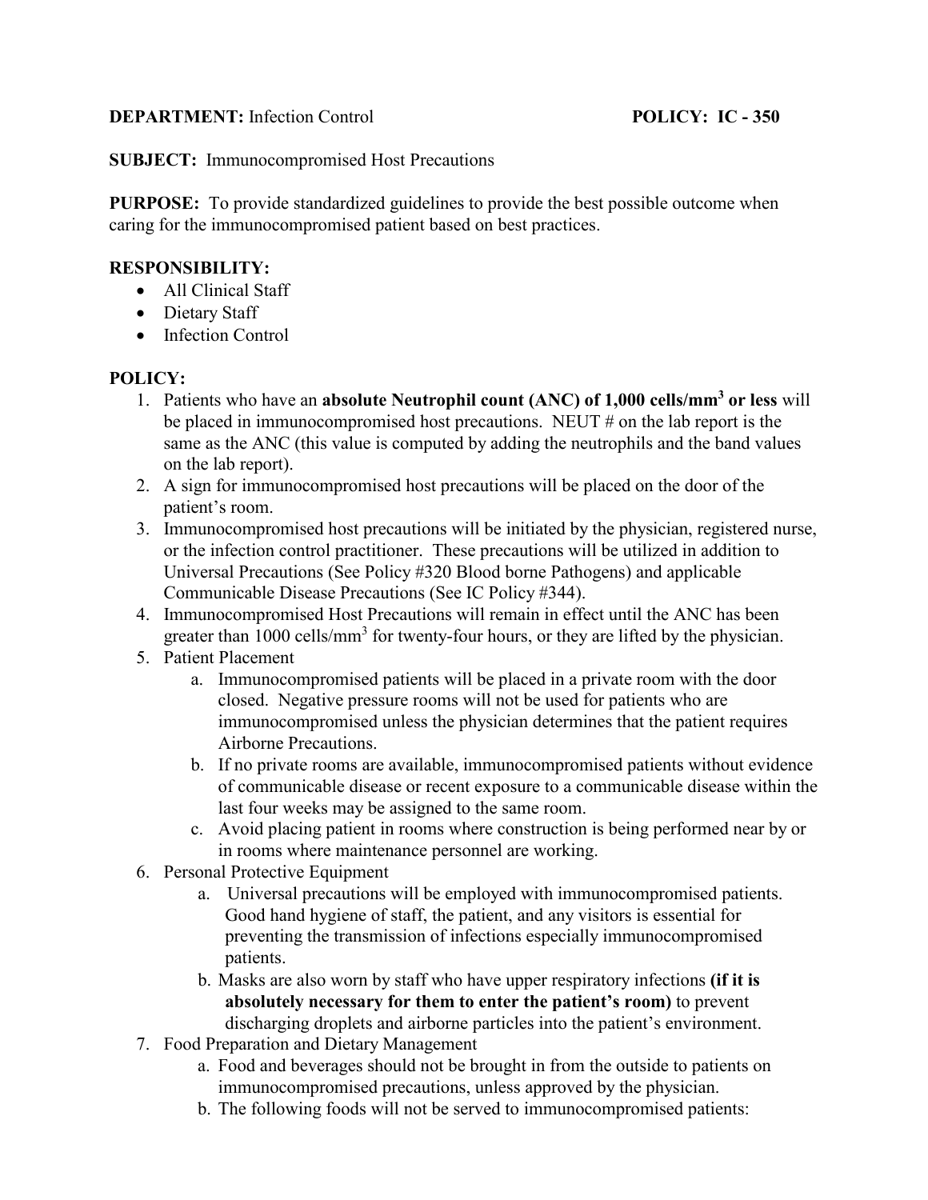**DEPARTMENT:** Infection Control **POLICY: IC - 350**

**SUBJECT:** Immunocompromised Host Precautions

**PURPOSE:** To provide standardized guidelines to provide the best possible outcome when caring for the immunocompromised patient based on best practices.

**RESPONSIBILITY:**

- All Clinical Staff
- Dietary Staff
- Infection Control

**POLICY:**

1. Patients who have an **absolute Neutrophil count (ANC) of 1,000 cells/mm$^3$ or less** will be placed in immunocompromised host precautions. NEUT # on the lab report is the same as the ANC (this value is computed by adding the neutrophils and the band values on the lab report).
2. A sign for immunocompromised host precautions will be placed on the door of the patient's room.
3. Immunocompromised host precautions will be initiated by the physician, registered nurse, or the infection control practitioner. These precautions will be utilized in addition to Universal Precautions (See Policy #320 Blood borne Pathogens) and applicable Communicable Disease Precautions (See IC Policy #344).
4. Immunocompromised Host Precautions will remain in effect until the ANC has been greater than 1000 cells/mm$^3$ for twenty-four hours, or they are lifted by the physician.
5. Patient Placement
   a. Immunocompromised patients will be placed in a private room with the door closed. Negative pressure rooms will not be used for patients who are immunocompromised unless the physician determines that the patient requires Airborne Precautions.
   b. If no private rooms are available, immunocompromised patients without evidence of communicable disease or recent exposure to a communicable disease within the last four weeks may be assigned to the same room.
   c. Avoid placing patient in rooms where construction is being performed near by or in rooms where maintenance personnel are working.
6. Personal Protective Equipment
   a. Universal precautions will be employed with immunocompromised patients. Good hand hygiene of staff, the patient, and any visitors is essential for preventing the transmission of infections especially immunocompromised patients.
   b. Masks are also worn by staff who have upper respiratory infections **(if it is absolutely necessary for them to enter the patient's room)** to prevent discharging droplets and airborne particles into the patient's environment.
7. Food Preparation and Dietary Management
   a. Food and beverages should not be brought in from the outside to patients on immunocompromised precautions, unless approved by the physician.
   b. The following foods will not be served to immunocompromised patients: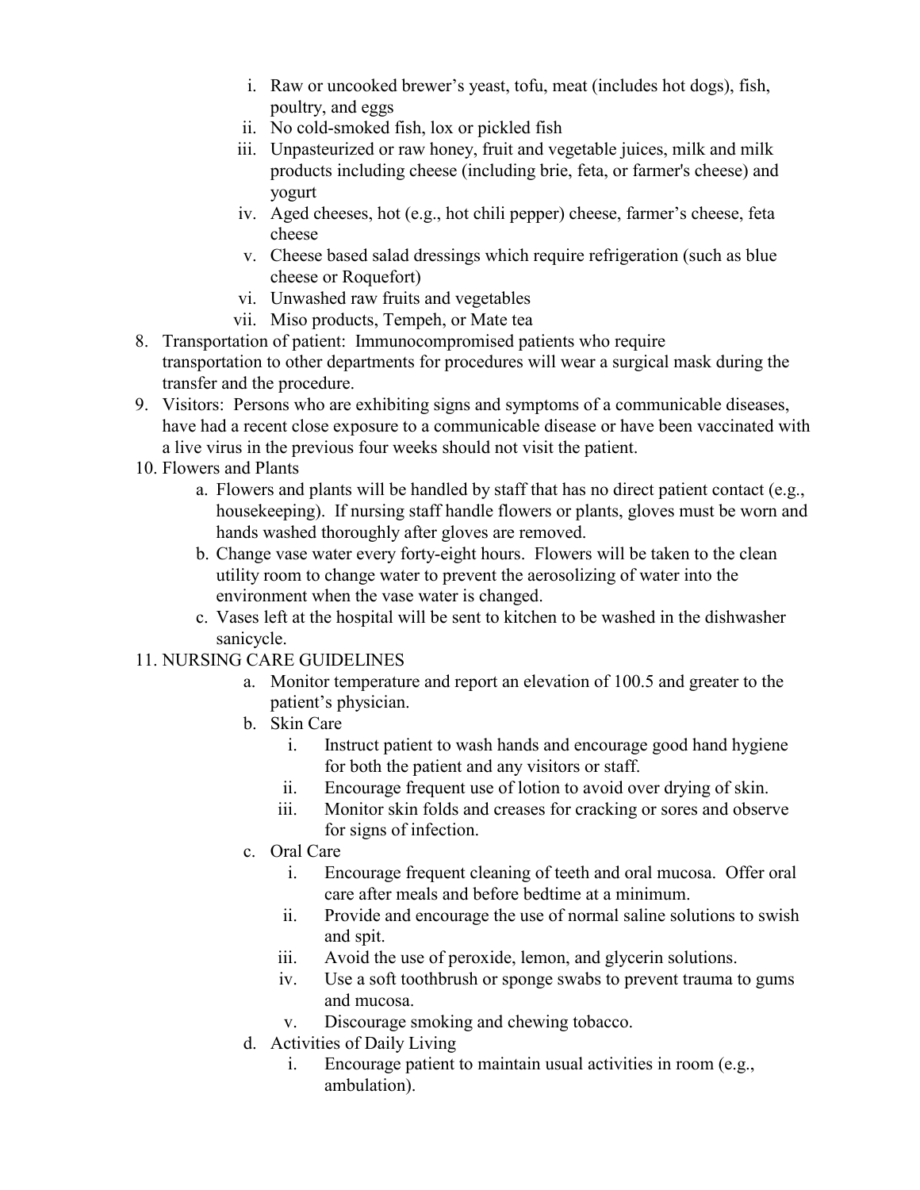i. Raw or uncooked brewer's yeast, tofu, meat (includes hot dogs), fish, poultry, and eggs
   ii. No cold-smoked fish, lox or pickled fish
   iii. Unpasteurized or raw honey, fruit and vegetable juices, milk and milk products including cheese (including brie, feta, or farmer's cheese) and yogurt
   iv. Aged cheeses, hot (e.g., hot chili pepper) cheese, farmer's cheese, feta cheese
   v. Cheese based salad dressings which require refrigeration (such as blue cheese or Roquefort)
   vi. Unwashed raw fruits and vegetables
   vii. Miso products, Tempeh, or Mate tea

8. Transportation of patient: Immunocompromised patients who require transportation to other departments for procedures will wear a surgical mask during the transfer and the procedure.
9. Visitors: Persons who are exhibiting signs and symptoms of a communicable diseases, have had a recent close exposure to a communicable disease or have been vaccinated with a live virus in the previous four weeks should not visit the patient.
10. Flowers and Plants
    a. Flowers and plants will be handled by staff that has no direct patient contact (e.g., housekeeping). If nursing staff handle flowers or plants, gloves must be worn and hands washed thoroughly after gloves are removed.
    b. Change vase water every forty-eight hours. Flowers will be taken to the clean utility room to change water to prevent the aerosolizing of water into the environment when the vase water is changed.
    c. Vases left at the hospital will be sent to kitchen to be washed in the dishwasher sanicycle.
11. NURSING CARE GUIDELINES
    a. Monitor temperature and report an elevation of 100.5 and greater to the patient's physician.
    b. Skin Care
       i. Instruct patient to wash hands and encourage good hand hygiene for both the patient and any visitors or staff.
       ii. Encourage frequent use of lotion to avoid over drying of skin.
       iii. Monitor skin folds and creases for cracking or sores and observe for signs of infection.
    c. Oral Care
       i. Encourage frequent cleaning of teeth and oral mucosa. Offer oral care after meals and before bedtime at a minimum.
       ii. Provide and encourage the use of normal saline solutions to swish and spit.
       iii. Avoid the use of peroxide, lemon, and glycerin solutions.
       iv. Use a soft toothbrush or sponge swabs to prevent trauma to gums and mucosa.
       v. Discourage smoking and chewing tobacco.
    d. Activities of Daily Living
       i. Encourage patient to maintain usual activities in room (e.g., ambulation).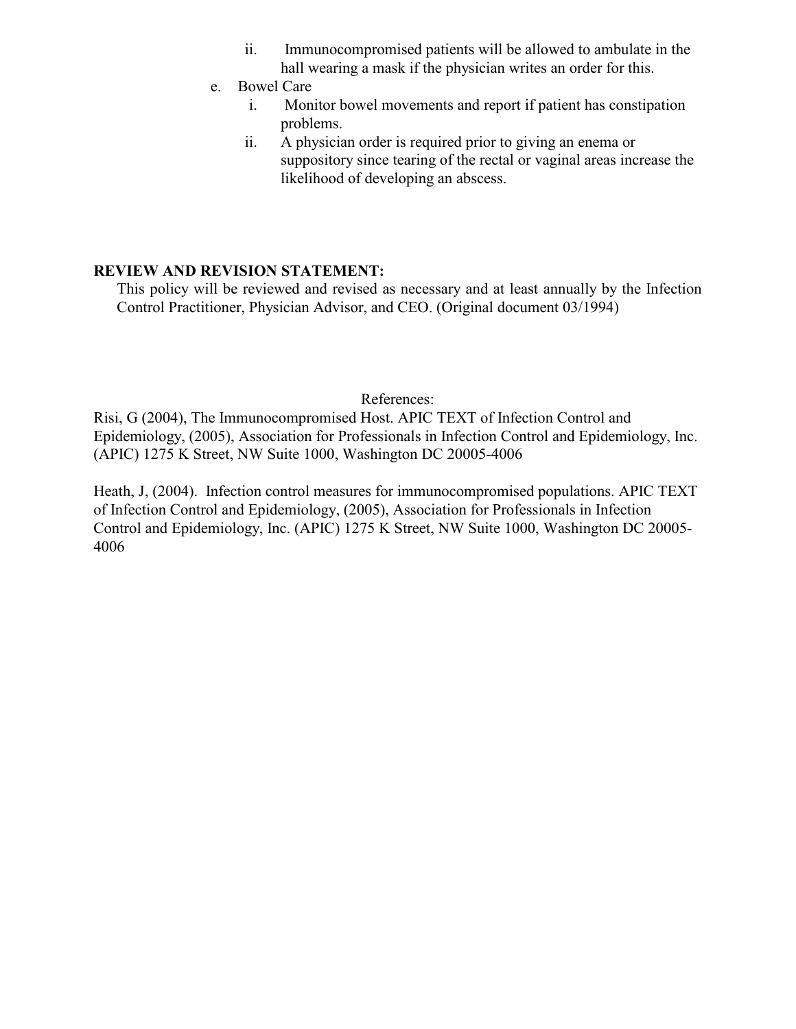ii. Immunocompromised patients will be allowed to ambulate in the hall wearing a mask if the physician writes an order for this.

e. Bowel Care

i. Monitor bowel movements and report if patient has constipation problems.

ii. A physician order is required prior to giving an enema or suppository since tearing of the rectal or vaginal areas increase the likelihood of developing an abscess.

**REVIEW AND REVISION STATEMENT:**

This policy will be reviewed and revised as necessary and at least annually by the Infection Control Practitioner, Physician Advisor, and CEO. (Original document 03/1994)

References:

Risi, G (2004), The Immunocompromised Host. APIC TEXT of Infection Control and Epidemiology, (2005), Association for Professionals in Infection Control and Epidemiology, Inc. (APIC) 1275 K Street, NW Suite 1000, Washington DC 20005-4006

Heath, J, (2004). Infection control measures for immunocompromised populations. APIC TEXT of Infection Control and Epidemiology, (2005), Association for Professionals in Infection Control and Epidemiology, Inc. (APIC) 1275 K Street, NW Suite 1000, Washington DC 20005-4006